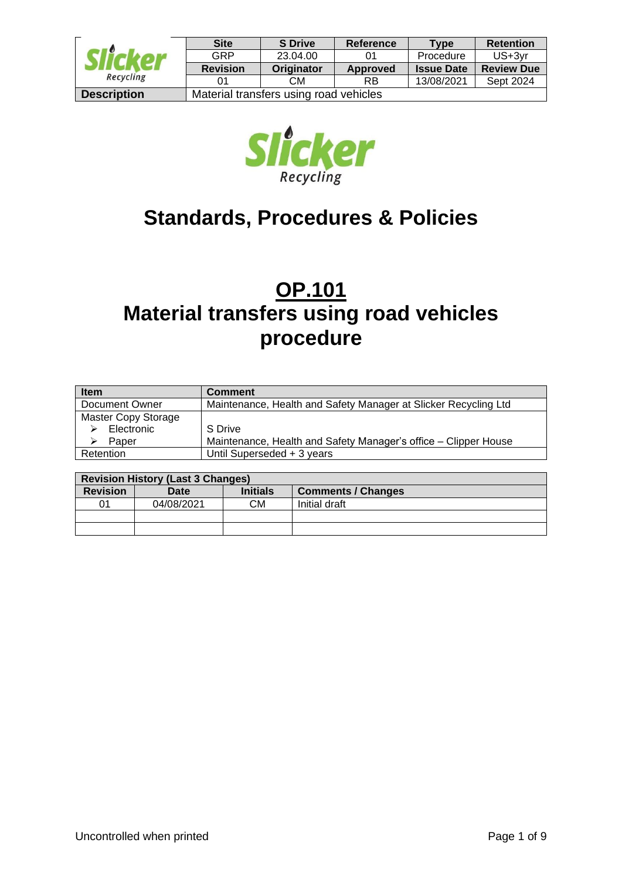| Site | S Drive | Reference | Type | Retention |
|---|---|---|---|---|
| GRP | 23.04.00 | 01 | Procedure | US+3yr |
| **Revision** | **Originator** | **Approved** | **Issue Date** | **Review Due** |
| 01 | CM | RB | 13/08/2021 | Sept 2024 |
| **Description** | Material transfers using road vehicles | | | |

# Standards, Procedures & Policies

# OP.101
# Material transfers using road vehicles procedure

| Item | Comment |
|---|---|
| Document Owner | Maintenance, Health and Safety Manager at Slicker Recycling Ltd |
| Master Copy Storage<br>➢ Electronic<br>➢ Paper | <br>S Drive<br>Maintenance, Health and Safety Manager's office – Clipper House |
| Retention | Until Superseded + 3 years |

| Revision History (Last 3 Changes) | | | |
|---|---|---|---|
| **Revision** | **Date** | **Initials** | **Comments / Changes** |
| 01 | 04/08/2021 | CM | Initial draft |
| | | | |
| | | | |

Uncontrolled when printed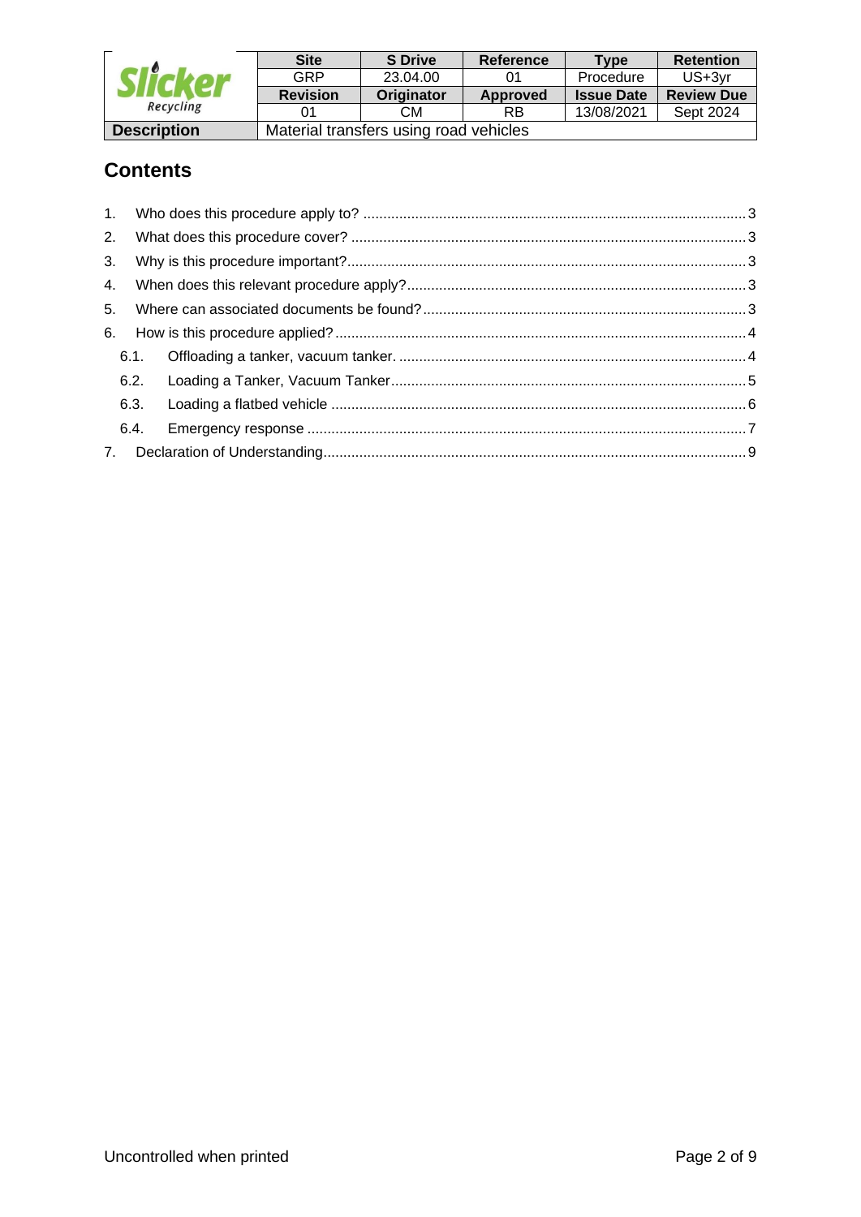| Slicker Recycling | Site | S Drive | Reference | Type | Retention |
|---|---|---|---|---|---|
| | GRP | 23.04.00 | 01 | Procedure | US+3yr |
| | Revision | Originator | Approved | Issue Date | Review Due |
| | 01 | CM | RB | 13/08/2021 | Sept 2024 |
| **Description** | Material transfers using road vehicles | | | | |

## Contents

1. Who does this procedure apply to? .......... 3
2. What does this procedure cover? .......... 3
3. Why is this procedure important? .......... 3
4. When does this relevant procedure apply? .......... 3
5. Where can associated documents be found? .......... 3
6. How is this procedure applied? .......... 4
   - 6.1. Offloading a tanker, vacuum tanker. .......... 4
   - 6.2. Loading a Tanker, Vacuum Tanker .......... 5
   - 6.3. Loading a flatbed vehicle .......... 6
   - 6.4. Emergency response .......... 7
7. Declaration of Understanding .......... 9

Uncontrolled when printed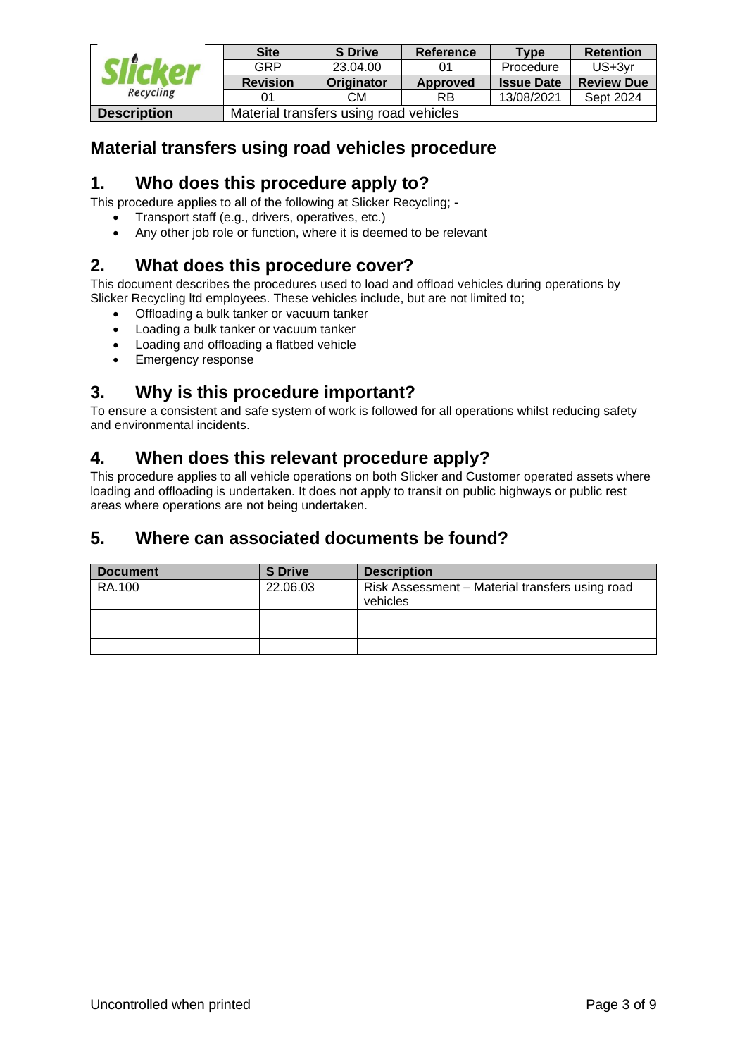| | Site | S Drive | Reference | Type | Retention |
|---|---|---|---|---|---|
| Slicker Recycling | GRP | 23.04.00 | 01 | Procedure | US+3yr |
| | Revision | Originator | Approved | Issue Date | Review Due |
| | 01 | CM | RB | 13/08/2021 | Sept 2024 |
| Description | Material transfers using road vehicles | | | | |

# Material transfers using road vehicles procedure

## 1. Who does this procedure apply to?

This procedure applies to all of the following at Slicker Recycling; -

- Transport staff (e.g., drivers, operatives, etc.)
- Any other job role or function, where it is deemed to be relevant

## 2. What does this procedure cover?

This document describes the procedures used to load and offload vehicles during operations by Slicker Recycling ltd employees. These vehicles include, but are not limited to;

- Offloading a bulk tanker or vacuum tanker
- Loading a bulk tanker or vacuum tanker
- Loading and offloading a flatbed vehicle
- Emergency response

## 3. Why is this procedure important?

To ensure a consistent and safe system of work is followed for all operations whilst reducing safety and environmental incidents.

## 4. When does this relevant procedure apply?

This procedure applies to all vehicle operations on both Slicker and Customer operated assets where loading and offloading is undertaken. It does not apply to transit on public highways or public rest areas where operations are not being undertaken.

## 5. Where can associated documents be found?

| Document | S Drive | Description |
|---|---|---|
| RA.100 | 22.06.03 | Risk Assessment – Material transfers using road vehicles |
| | | |
| | | |
| | | |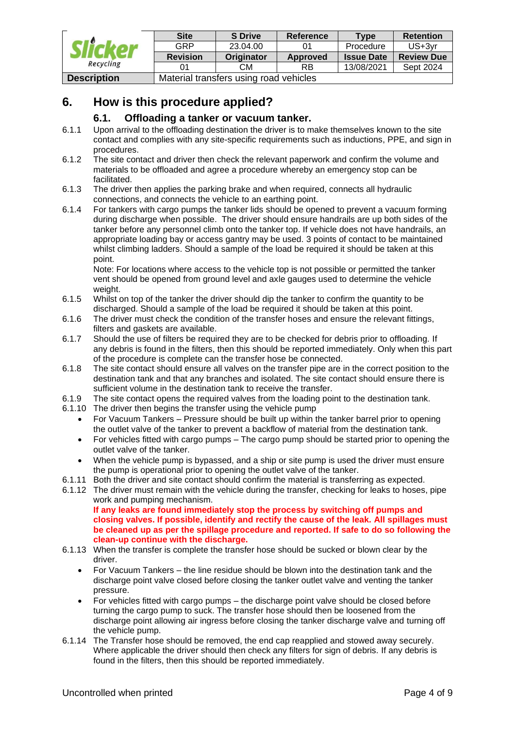| | Site | S Drive | Reference | Type | Retention |
|---|---|---|---|---|---|
| Slicker Recycling | GRP | 23.04.00 | 01 | Procedure | US+3yr |
| | **Revision** | **Originator** | **Approved** | **Issue Date** | **Review Due** |
| | 01 | CM | RB | 13/08/2021 | Sept 2024 |
| **Description** | Material transfers using road vehicles | | | | |

# 6. How is this procedure applied?

## 6.1. Offloading a tanker or vacuum tanker.

6.1.1 Upon arrival to the offloading destination the driver is to make themselves known to the site contact and complies with any site-specific requirements such as inductions, PPE, and sign in procedures.

6.1.2 The site contact and driver then check the relevant paperwork and confirm the volume and materials to be offloaded and agree a procedure whereby an emergency stop can be facilitated.

6.1.3 The driver then applies the parking brake and when required, connects all hydraulic connections, and connects the vehicle to an earthing point.

6.1.4 For tankers with cargo pumps the tanker lids should be opened to prevent a vacuum forming during discharge when possible. The driver should ensure handrails are up both sides of the tanker before any personnel climb onto the tanker top. If vehicle does not have handrails, an appropriate loading bay or access gantry may be used. 3 points of contact to be maintained whilst climbing ladders. Should a sample of the load be required it should be taken at this point.

Note: For locations where access to the vehicle top is not possible or permitted the tanker vent should be opened from ground level and axle gauges used to determine the vehicle weight.

6.1.5 Whilst on top of the tanker the driver should dip the tanker to confirm the quantity to be discharged. Should a sample of the load be required it should be taken at this point.

6.1.6 The driver must check the condition of the transfer hoses and ensure the relevant fittings, filters and gaskets are available.

6.1.7 Should the use of filters be required they are to be checked for debris prior to offloading. If any debris is found in the filters, then this should be reported immediately. Only when this part of the procedure is complete can the transfer hose be connected.

6.1.8 The site contact should ensure all valves on the transfer pipe are in the correct position to the destination tank and that any branches and isolated. The site contact should ensure there is sufficient volume in the destination tank to receive the transfer.

6.1.9 The site contact opens the required valves from the loading point to the destination tank.

6.1.10 The driver then begins the transfer using the vehicle pump

- For Vacuum Tankers – Pressure should be built up within the tanker barrel prior to opening the outlet valve of the tanker to prevent a backflow of material from the destination tank.
- For vehicles fitted with cargo pumps – The cargo pump should be started prior to opening the outlet valve of the tanker.
- When the vehicle pump is bypassed, and a ship or site pump is used the driver must ensure the pump is operational prior to opening the outlet valve of the tanker.

6.1.11 Both the driver and site contact should confirm the material is transferring as expected.

6.1.12 The driver must remain with the vehicle during the transfer, checking for leaks to hoses, pipe work and pumping mechanism.

**If any leaks are found immediately stop the process by switching off pumps and closing valves. If possible, identify and rectify the cause of the leak. All spillages must be cleaned up as per the spillage procedure and reported. If safe to do so following the clean-up continue with the discharge.**

6.1.13 When the transfer is complete the transfer hose should be sucked or blown clear by the driver.

- For Vacuum Tankers – the line residue should be blown into the destination tank and the discharge point valve closed before closing the tanker outlet valve and venting the tanker pressure.
- For vehicles fitted with cargo pumps – the discharge point valve should be closed before turning the cargo pump to suck. The transfer hose should then be loosened from the discharge point allowing air ingress before closing the tanker discharge valve and turning off the vehicle pump.

6.1.14 The Transfer hose should be removed, the end cap reapplied and stowed away securely. Where applicable the driver should then check any filters for sign of debris. If any debris is found in the filters, then this should be reported immediately.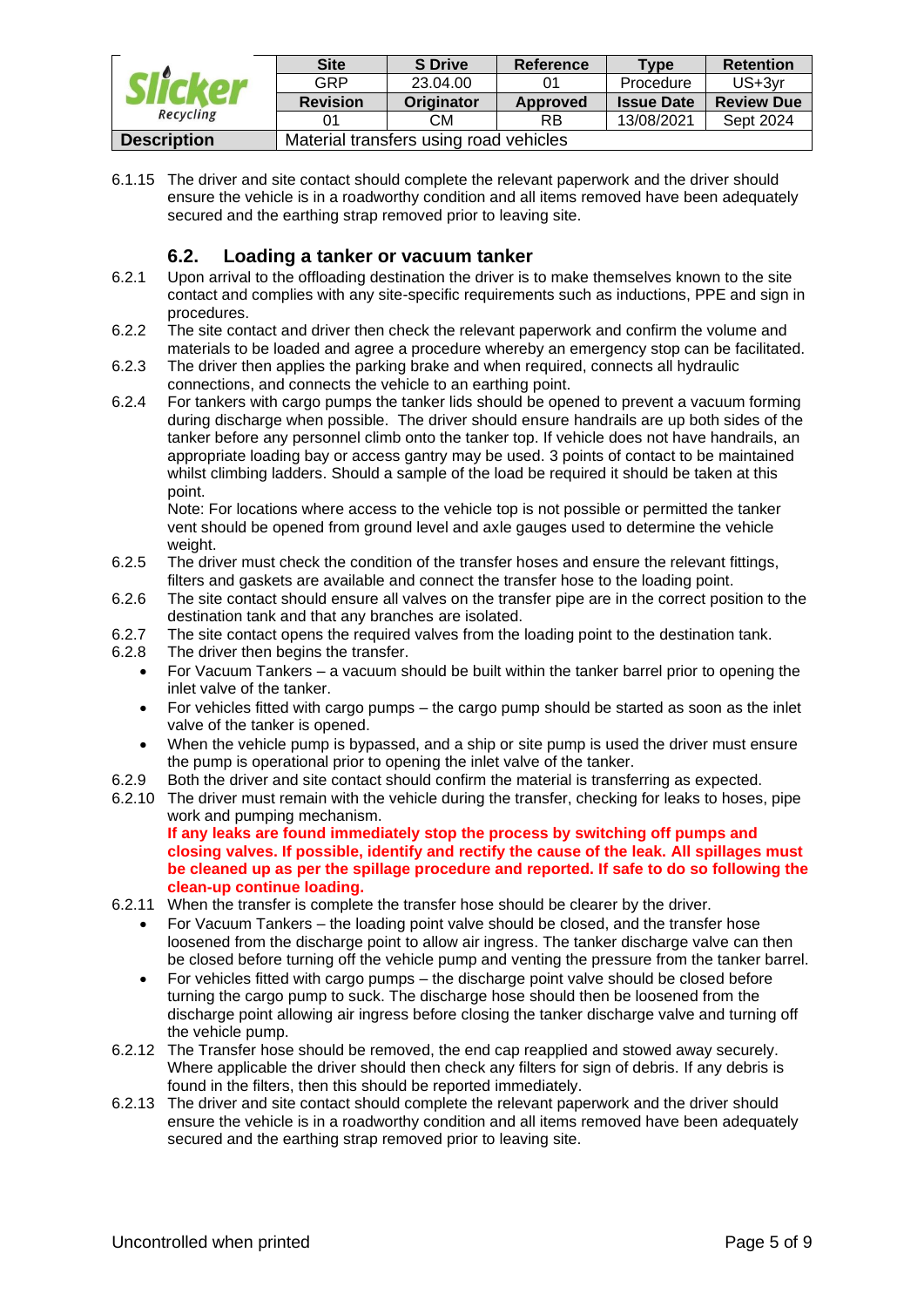6.1.15 The driver and site contact should complete the relevant paperwork and the driver should ensure the vehicle is in a roadworthy condition and all items removed have been adequately secured and the earthing strap removed prior to leaving site.

## 6.2. Loading a tanker or vacuum tanker

6.2.1 Upon arrival to the offloading destination the driver is to make themselves known to the site contact and complies with any site-specific requirements such as inductions, PPE and sign in procedures.

6.2.2 The site contact and driver then check the relevant paperwork and confirm the volume and materials to be loaded and agree a procedure whereby an emergency stop can be facilitated.

6.2.3 The driver then applies the parking brake and when required, connects all hydraulic connections, and connects the vehicle to an earthing point.

6.2.4 For tankers with cargo pumps the tanker lids should be opened to prevent a vacuum forming during discharge when possible. The driver should ensure handrails are up both sides of the tanker before any personnel climb onto the tanker top. If vehicle does not have handrails, an appropriate loading bay or access gantry may be used. 3 points of contact to be maintained whilst climbing ladders. Should a sample of the load be required it should be taken at this point.

Note: For locations where access to the vehicle top is not possible or permitted the tanker vent should be opened from ground level and axle gauges used to determine the vehicle weight.

6.2.5 The driver must check the condition of the transfer hoses and ensure the relevant fittings, filters and gaskets are available and connect the transfer hose to the loading point.

6.2.6 The site contact should ensure all valves on the transfer pipe are in the correct position to the destination tank and that any branches are isolated.

6.2.7 The site contact opens the required valves from the loading point to the destination tank.

6.2.8 The driver then begins the transfer.

- For Vacuum Tankers – a vacuum should be built within the tanker barrel prior to opening the inlet valve of the tanker.
- For vehicles fitted with cargo pumps – the cargo pump should be started as soon as the inlet valve of the tanker is opened.
- When the vehicle pump is bypassed, and a ship or site pump is used the driver must ensure the pump is operational prior to opening the inlet valve of the tanker.

6.2.9 Both the driver and site contact should confirm the material is transferring as expected.

6.2.10 The driver must remain with the vehicle during the transfer, checking for leaks to hoses, pipe work and pumping mechanism.

**If any leaks are found immediately stop the process by switching off pumps and closing valves. If possible, identify and rectify the cause of the leak. All spillages must be cleaned up as per the spillage procedure and reported. If safe to do so following the clean-up continue loading.**

6.2.11 When the transfer is complete the transfer hose should be clearer by the driver.

- For Vacuum Tankers – the loading point valve should be closed, and the transfer hose loosened from the discharge point to allow air ingress. The tanker discharge valve can then be closed before turning off the vehicle pump and venting the pressure from the tanker barrel.
- For vehicles fitted with cargo pumps – the discharge point valve should be closed before turning the cargo pump to suck. The discharge hose should then be loosened from the discharge point allowing air ingress before closing the tanker discharge valve and turning off the vehicle pump.

6.2.12 The Transfer hose should be removed, the end cap reapplied and stowed away securely. Where applicable the driver should then check any filters for sign of debris. If any debris is found in the filters, then this should be reported immediately.

6.2.13 The driver and site contact should complete the relevant paperwork and the driver should ensure the vehicle is in a roadworthy condition and all items removed have been adequately secured and the earthing strap removed prior to leaving site.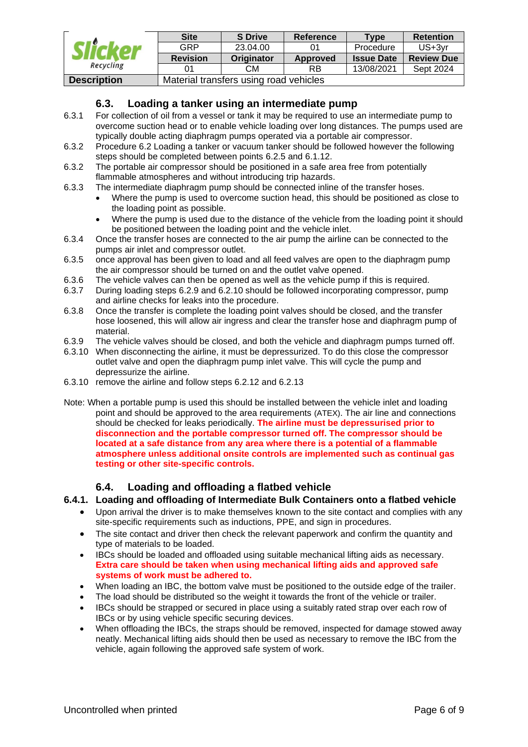## 6.3. Loading a tanker using an intermediate pump

6.3.1 For collection of oil from a vessel or tank it may be required to use an intermediate pump to overcome suction head or to enable vehicle loading over long distances. The pumps used are typically double acting diaphragm pumps operated via a portable air compressor.

6.3.2 Procedure 6.2 Loading a tanker or vacuum tanker should be followed however the following steps should be completed between points 6.2.5 and 6.1.12.

6.3.2 The portable air compressor should be positioned in a safe area free from potentially flammable atmospheres and without introducing trip hazards.

6.3.3 The intermediate diaphragm pump should be connected inline of the transfer hoses.

- Where the pump is used to overcome suction head, this should be positioned as close to the loading point as possible.
- Where the pump is used due to the distance of the vehicle from the loading point it should be positioned between the loading point and the vehicle inlet.

6.3.4 Once the transfer hoses are connected to the air pump the airline can be connected to the pumps air inlet and compressor outlet.

6.3.5 once approval has been given to load and all feed valves are open to the diaphragm pump the air compressor should be turned on and the outlet valve opened.

6.3.6 The vehicle valves can then be opened as well as the vehicle pump if this is required.

6.3.7 During loading steps 6.2.9 and 6.2.10 should be followed incorporating compressor, pump and airline checks for leaks into the procedure.

6.3.8 Once the transfer is complete the loading point valves should be closed, and the transfer hose loosened, this will allow air ingress and clear the transfer hose and diaphragm pump of material.

6.3.9 The vehicle valves should be closed, and both the vehicle and diaphragm pumps turned off.

6.3.10 When disconnecting the airline, it must be depressurized. To do this close the compressor outlet valve and open the diaphragm pump inlet valve. This will cycle the pump and depressurize the airline.

6.3.10 remove the airline and follow steps 6.2.12 and 6.2.13

Note: When a portable pump is used this should be installed between the vehicle inlet and loading point and should be approved to the area requirements (ATEX). The air line and connections should be checked for leaks periodically. **The airline must be depressurised prior to disconnection and the portable compressor turned off. The compressor should be located at a safe distance from any area where there is a potential of a flammable atmosphere unless additional onsite controls are implemented such as continual gas testing or other site-specific controls.**

## 6.4. Loading and offloading a flatbed vehicle

### 6.4.1. Loading and offloading of Intermediate Bulk Containers onto a flatbed vehicle

- Upon arrival the driver is to make themselves known to the site contact and complies with any site-specific requirements such as inductions, PPE, and sign in procedures.
- The site contact and driver then check the relevant paperwork and confirm the quantity and type of materials to be loaded.
- IBCs should be loaded and offloaded using suitable mechanical lifting aids as necessary. **Extra care should be taken when using mechanical lifting aids and approved safe systems of work must be adhered to.**
- When loading an IBC, the bottom valve must be positioned to the outside edge of the trailer.
- The load should be distributed so the weight it towards the front of the vehicle or trailer.
- IBCs should be strapped or secured in place using a suitably rated strap over each row of IBCs or by using vehicle specific securing devices.
- When offloading the IBCs, the straps should be removed, inspected for damage stowed away neatly. Mechanical lifting aids should then be used as necessary to remove the IBC from the vehicle, again following the approved safe system of work.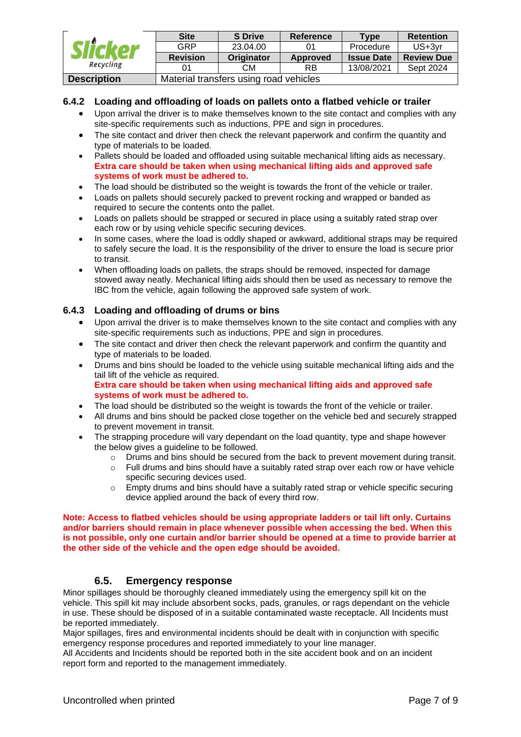| Slicker Recycling | Site | S Drive | Reference | Type | Retention |
|---|---|---|---|---|---|
| | GRP | 23.04.00 | 01 | Procedure | US+3yr |
| | **Revision** | **Originator** | **Approved** | **Issue Date** | **Review Due** |
| | 01 | CM | RB | 13/08/2021 | Sept 2024 |
| **Description** | Material transfers using road vehicles | | | | |

### 6.4.2 Loading and offloading of loads on pallets onto a flatbed vehicle or trailer

- Upon arrival the driver is to make themselves known to the site contact and complies with any site-specific requirements such as inductions, PPE and sign in procedures.
- The site contact and driver then check the relevant paperwork and confirm the quantity and type of materials to be loaded.
- Pallets should be loaded and offloaded using suitable mechanical lifting aids as necessary. **Extra care should be taken when using mechanical lifting aids and approved safe systems of work must be adhered to.**
- The load should be distributed so the weight is towards the front of the vehicle or trailer.
- Loads on pallets should securely packed to prevent rocking and wrapped or banded as required to secure the contents onto the pallet.
- Loads on pallets should be strapped or secured in place using a suitably rated strap over each row or by using vehicle specific securing devices.
- In some cases, where the load is oddly shaped or awkward, additional straps may be required to safely secure the load. It is the responsibility of the driver to ensure the load is secure prior to transit.
- When offloading loads on pallets, the straps should be removed, inspected for damage stowed away neatly. Mechanical lifting aids should then be used as necessary to remove the IBC from the vehicle, again following the approved safe system of work.

### 6.4.3 Loading and offloading of drums or bins

- Upon arrival the driver is to make themselves known to the site contact and complies with any site-specific requirements such as inductions, PPE and sign in procedures.
- The site contact and driver then check the relevant paperwork and confirm the quantity and type of materials to be loaded.
- Drums and bins should be loaded to the vehicle using suitable mechanical lifting aids and the tail lift of the vehicle as required.
  **Extra care should be taken when using mechanical lifting aids and approved safe systems of work must be adhered to.**
- The load should be distributed so the weight is towards the front of the vehicle or trailer.
- All drums and bins should be packed close together on the vehicle bed and securely strapped to prevent movement in transit.
- The strapping procedure will vary dependant on the load quantity, type and shape however the below gives a guideline to be followed.
  - Drums and bins should be secured from the back to prevent movement during transit.
  - Full drums and bins should have a suitably rated strap over each row or have vehicle specific securing devices used.
  - Empty drums and bins should have a suitably rated strap or vehicle specific securing device applied around the back of every third row.

**Note: Access to flatbed vehicles should be using appropriate ladders or tail lift only. Curtains and/or barriers should remain in place whenever possible when accessing the bed. When this is not possible, only one curtain and/or barrier should be opened at a time to provide barrier at the other side of the vehicle and the open edge should be avoided.**

## 6.5. Emergency response

Minor spillages should be thoroughly cleaned immediately using the emergency spill kit on the vehicle. This spill kit may include absorbent socks, pads, granules, or rags dependant on the vehicle in use. These should be disposed of in a suitable contaminated waste receptacle. All Incidents must be reported immediately.
Major spillages, fires and environmental incidents should be dealt with in conjunction with specific emergency response procedures and reported immediately to your line manager.
All Accidents and Incidents should be reported both in the site accident book and on an incident report form and reported to the management immediately.

Uncontrolled when printed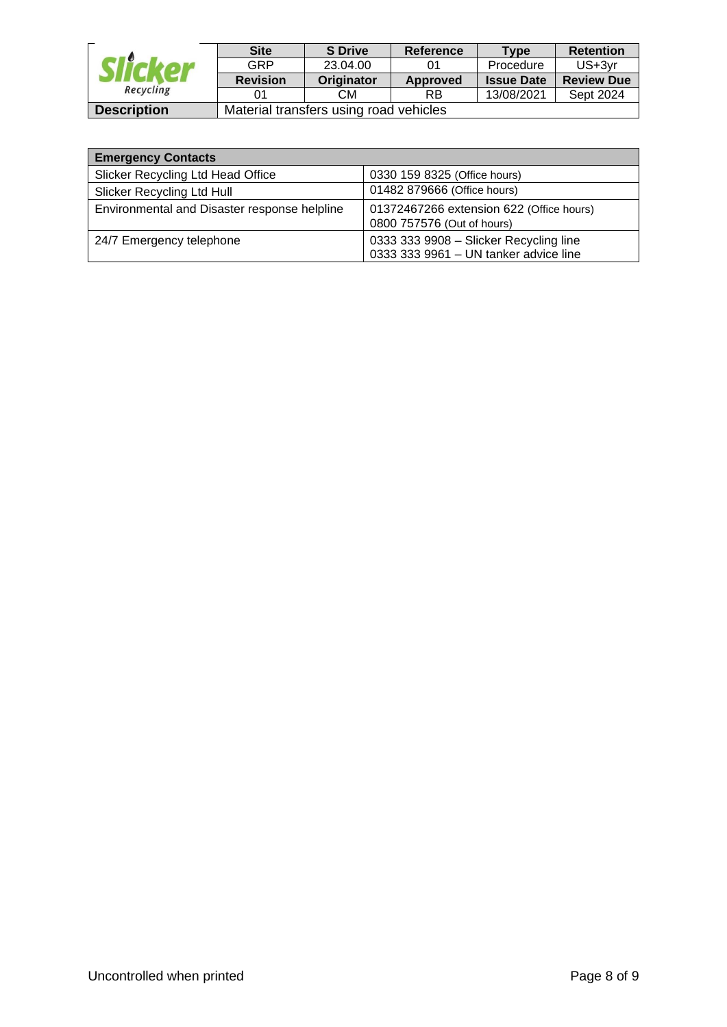| | Site | S Drive | Reference | Type | Retention |
|---|---|---|---|---|---|
| **Slicker** Recycling | GRP | 23.04.00 | 01 | Procedure | US+3yr |
| | **Revision** | **Originator** | **Approved** | **Issue Date** | **Review Due** |
| | 01 | CM | RB | 13/08/2021 | Sept 2024 |
| **Description** | Material transfers using road vehicles | | | | |

| **Emergency Contacts** | |
|---|---|
| Slicker Recycling Ltd Head Office | 0330 159 8325 (Office hours) |
| Slicker Recycling Ltd Hull | 01482 879666 (Office hours) |
| Environmental and Disaster response helpline | 01372467266 extension 622 (Office hours)<br>0800 757576 (Out of hours) |
| 24/7 Emergency telephone | 0333 333 9908 – Slicker Recycling line<br>0333 333 9961 – UN tanker advice line |

Uncontrolled when printed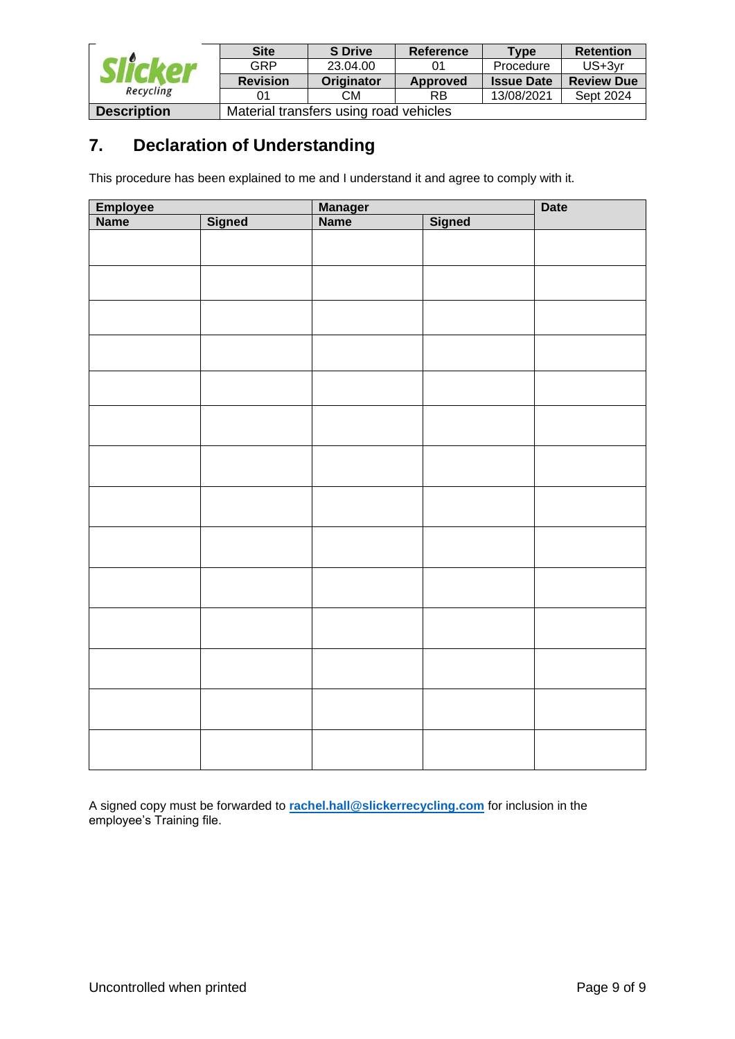| | Site | S Drive | Reference | Type | Retention |
|---|---|---|---|---|---|
| Slicker Recycling | GRP | 23.04.00 | 01 | Procedure | US+3yr |
| | Revision | Originator | Approved | Issue Date | Review Due |
| | 01 | CM | RB | 13/08/2021 | Sept 2024 |
| Description | Material transfers using road vehicles | | | | |

## 7. Declaration of Understanding

This procedure has been explained to me and I understand it and agree to comply with it.

| Employee | | Manager | | Date |
|---|---|---|---|---|
| Name | Signed | Name | Signed | |
| | | | | |
| | | | | |
| | | | | |
| | | | | |
| | | | | |
| | | | | |
| | | | | |
| | | | | |
| | | | | |
| | | | | |
| | | | | |
| | | | | |
| | | | | |
| | | | | |

A signed copy must be forwarded to **rachel.hall@slickerrecycling.com** for inclusion in the employee's Training file.

Uncontrolled when printed